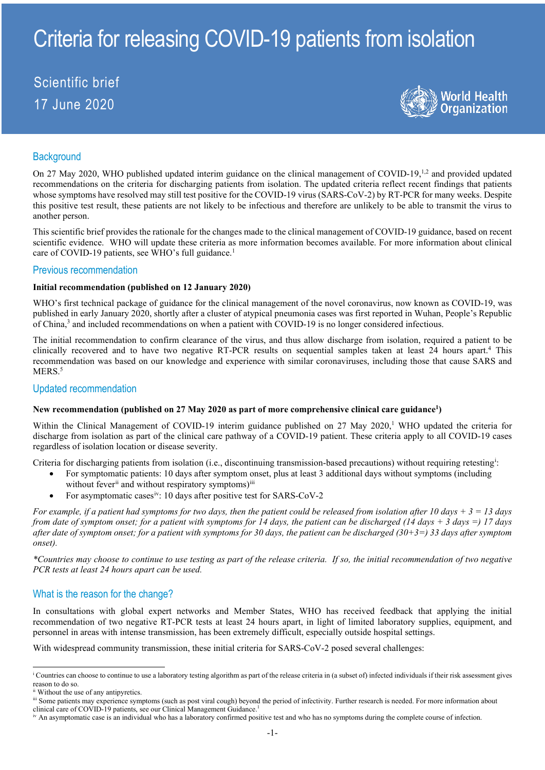# Criteria for releasing COVID-19 patients from isolation

Scientific brief
17 June 2020

## Background

On 27 May 2020, WHO published updated interim guidance on the clinical management of COVID-19,[1,2] and provided updated recommendations on the criteria for discharging patients from isolation. The updated criteria reflect recent findings that patients whose symptoms have resolved may still test positive for the COVID-19 virus (SARS-CoV-2) by RT-PCR for many weeks. Despite this positive test result, these patients are not likely to be infectious and therefore are unlikely to be able to transmit the virus to another person.

This scientific brief provides the rationale for the changes made to the clinical management of COVID-19 guidance, based on recent scientific evidence. WHO will update these criteria as more information becomes available. For more information about clinical care of COVID-19 patients, see WHO's full guidance.[1]

## Previous recommendation

**Initial recommendation (published on 12 January 2020)**

WHO's first technical package of guidance for the clinical management of the novel coronavirus, now known as COVID-19, was published in early January 2020, shortly after a cluster of atypical pneumonia cases was first reported in Wuhan, People's Republic of China,[3] and included recommendations on when a patient with COVID-19 is no longer considered infectious.

The initial recommendation to confirm clearance of the virus, and thus allow discharge from isolation, required a patient to be clinically recovered and to have two negative RT-PCR results on sequential samples taken at least 24 hours apart.[4] This recommendation was based on our knowledge and experience with similar coronaviruses, including those that cause SARS and MERS.[5]

## Updated recommendation

**New recommendation (published on 27 May 2020 as part of more comprehensive clinical care guidance[1])**

Within the Clinical Management of COVID-19 interim guidance published on 27 May 2020,[1] WHO updated the criteria for discharge from isolation as part of the clinical care pathway of a COVID-19 patient. These criteria apply to all COVID-19 cases regardless of isolation location or disease severity.

Criteria for discharging patients from isolation (i.e., discontinuing transmission-based precautions) without requiring retesting[i]:

- For symptomatic patients: 10 days after symptom onset, plus at least 3 additional days without symptoms (including without fever[ii] and without respiratory symptoms)[iii]
- For asymptomatic cases[iv]: 10 days after positive test for SARS-CoV-2

*For example, if a patient had symptoms for two days, then the patient could be released from isolation after 10 days + 3 = 13 days from date of symptom onset; for a patient with symptoms for 14 days, the patient can be discharged (14 days + 3 days =) 17 days after date of symptom onset; for a patient with symptoms for 30 days, the patient can be discharged (30+3=) 33 days after symptom onset).*

*\*Countries may choose to continue to use testing as part of the release criteria. If so, the initial recommendation of two negative PCR tests at least 24 hours apart can be used.*

## What is the reason for the change?

In consultations with global expert networks and Member States, WHO has received feedback that applying the initial recommendation of two negative RT-PCR tests at least 24 hours apart, in light of limited laboratory supplies, equipment, and personnel in areas with intense transmission, has been extremely difficult, especially outside hospital settings.

With widespread community transmission, these initial criteria for SARS-CoV-2 posed several challenges:

---

[i] Countries can choose to continue to use a laboratory testing algorithm as part of the release criteria in (a subset of) infected individuals if their risk assessment gives reason to do so.

[ii] Without the use of any antipyretics.

[iii] Some patients may experience symptoms (such as post viral cough) beyond the period of infectivity. Further research is needed. For more information about clinical care of COVID-19 patients, see our Clinical Management Guidance.[1]

[iv] An asymptomatic case is an individual who has a laboratory confirmed positive test and who has no symptoms during the complete course of infection.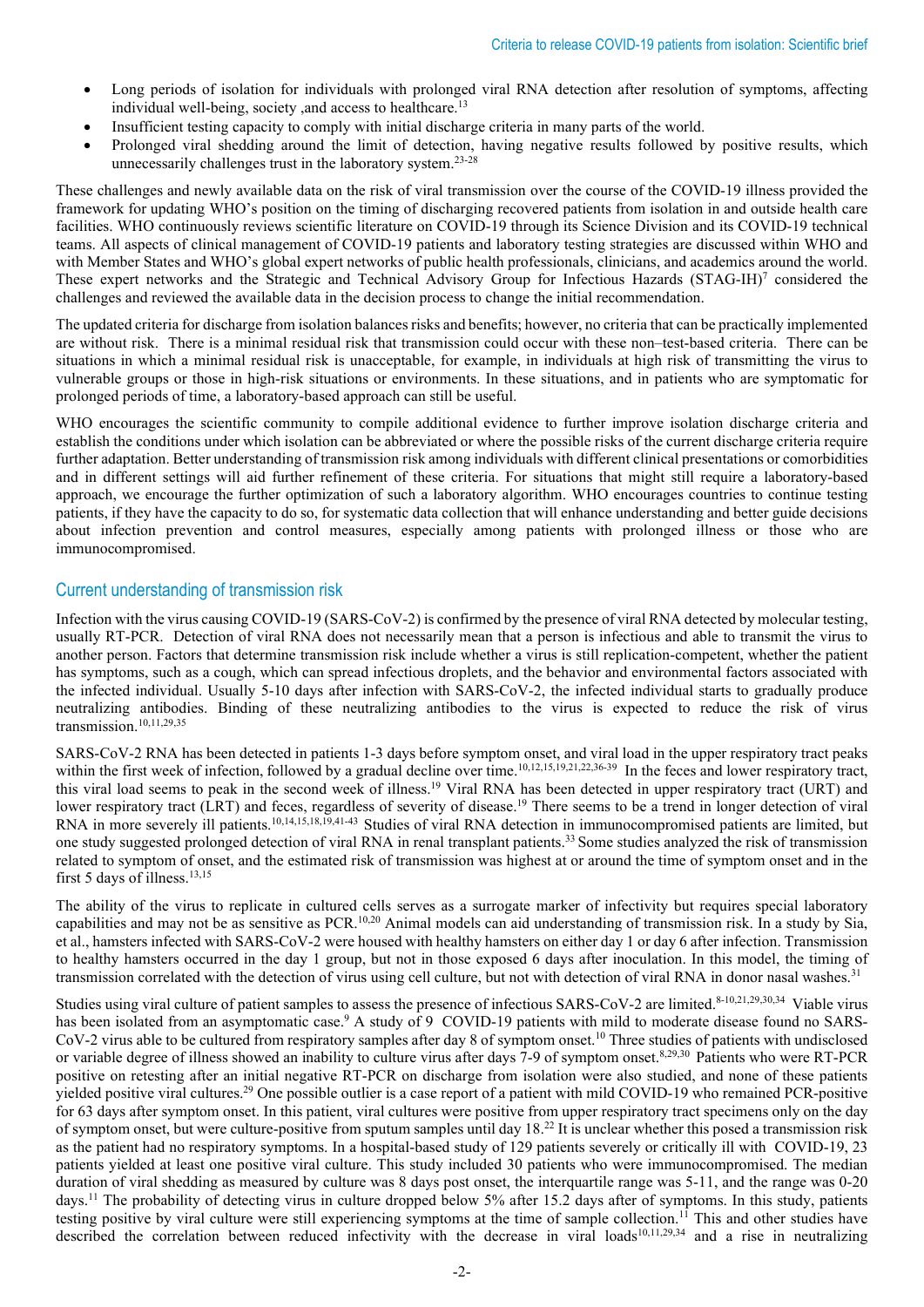- Long periods of isolation for individuals with prolonged viral RNA detection after resolution of symptoms, affecting individual well-being, society ,and access to healthcare.[13]
- Insufficient testing capacity to comply with initial discharge criteria in many parts of the world.
- Prolonged viral shedding around the limit of detection, having negative results followed by positive results, which unnecessarily challenges trust in the laboratory system.[23-28]

These challenges and newly available data on the risk of viral transmission over the course of the COVID-19 illness provided the framework for updating WHO's position on the timing of discharging recovered patients from isolation in and outside health care facilities. WHO continuously reviews scientific literature on COVID-19 through its Science Division and its COVID-19 technical teams. All aspects of clinical management of COVID-19 patients and laboratory testing strategies are discussed within WHO and with Member States and WHO's global expert networks of public health professionals, clinicians, and academics around the world. These expert networks and the Strategic and Technical Advisory Group for Infectious Hazards (STAG-IH)[7] considered the challenges and reviewed the available data in the decision process to change the initial recommendation.

The updated criteria for discharge from isolation balances risks and benefits; however, no criteria that can be practically implemented are without risk. There is a minimal residual risk that transmission could occur with these non–test-based criteria. There can be situations in which a minimal residual risk is unacceptable, for example, in individuals at high risk of transmitting the virus to vulnerable groups or those in high-risk situations or environments. In these situations, and in patients who are symptomatic for prolonged periods of time, a laboratory-based approach can still be useful.

WHO encourages the scientific community to compile additional evidence to further improve isolation discharge criteria and establish the conditions under which isolation can be abbreviated or where the possible risks of the current discharge criteria require further adaptation. Better understanding of transmission risk among individuals with different clinical presentations or comorbidities and in different settings will aid further refinement of these criteria. For situations that might still require a laboratory-based approach, we encourage the further optimization of such a laboratory algorithm. WHO encourages countries to continue testing patients, if they have the capacity to do so, for systematic data collection that will enhance understanding and better guide decisions about infection prevention and control measures, especially among patients with prolonged illness or those who are immunocompromised.

## Current understanding of transmission risk

Infection with the virus causing COVID-19 (SARS-CoV-2) is confirmed by the presence of viral RNA detected by molecular testing, usually RT-PCR. Detection of viral RNA does not necessarily mean that a person is infectious and able to transmit the virus to another person. Factors that determine transmission risk include whether a virus is still replication-competent, whether the patient has symptoms, such as a cough, which can spread infectious droplets, and the behavior and environmental factors associated with the infected individual. Usually 5-10 days after infection with SARS-CoV-2, the infected individual starts to gradually produce neutralizing antibodies. Binding of these neutralizing antibodies to the virus is expected to reduce the risk of virus transmission.[10,11,29,35]

SARS-CoV-2 RNA has been detected in patients 1-3 days before symptom onset, and viral load in the upper respiratory tract peaks within the first week of infection, followed by a gradual decline over time.[10,12,15,19,21,22,36-39] In the feces and lower respiratory tract, this viral load seems to peak in the second week of illness.[19] Viral RNA has been detected in upper respiratory tract (URT) and lower respiratory tract (LRT) and feces, regardless of severity of disease.[19] There seems to be a trend in longer detection of viral RNA in more severely ill patients.[10,14,15,18,19,41-43] Studies of viral RNA detection in immunocompromised patients are limited, but one study suggested prolonged detection of viral RNA in renal transplant patients.[33] Some studies analyzed the risk of transmission related to symptom of onset, and the estimated risk of transmission was highest at or around the time of symptom onset and in the first 5 days of illness.[13,15]

The ability of the virus to replicate in cultured cells serves as a surrogate marker of infectivity but requires special laboratory capabilities and may not be as sensitive as PCR.[10,20] Animal models can aid understanding of transmission risk. In a study by Sia, et al., hamsters infected with SARS-CoV-2 were housed with healthy hamsters on either day 1 or day 6 after infection. Transmission to healthy hamsters occurred in the day 1 group, but not in those exposed 6 days after inoculation. In this model, the timing of transmission correlated with the detection of virus using cell culture, but not with detection of viral RNA in donor nasal washes.[31]

Studies using viral culture of patient samples to assess the presence of infectious SARS-CoV-2 are limited.[8-10,21,29,30,34] Viable virus has been isolated from an asymptomatic case.[9] A study of 9 COVID-19 patients with mild to moderate disease found no SARS-CoV-2 virus able to be cultured from respiratory samples after day 8 of symptom onset.[10] Three studies of patients with undisclosed or variable degree of illness showed an inability to culture virus after days 7-9 of symptom onset.[8,29,30] Patients who were RT-PCR positive on retesting after an initial negative RT-PCR on discharge from isolation were also studied, and none of these patients yielded positive viral cultures.[29] One possible outlier is a case report of a patient with mild COVID-19 who remained PCR-positive for 63 days after symptom onset. In this patient, viral cultures were positive from upper respiratory tract specimens only on the day of symptom onset, but were culture-positive from sputum samples until day 18.[22] It is unclear whether this posed a transmission risk as the patient had no respiratory symptoms. In a hospital-based study of 129 patients severely or critically ill with COVID-19, 23 patients yielded at least one positive viral culture. This study included 30 patients who were immunocompromised. The median duration of viral shedding as measured by culture was 8 days post onset, the interquartile range was 5-11, and the range was 0-20 days.[11] The probability of detecting virus in culture dropped below 5% after 15.2 days after of symptoms. In this study, patients testing positive by viral culture were still experiencing symptoms at the time of sample collection.[11] This and other studies have described the correlation between reduced infectivity with the decrease in viral loads[10,11,29,34] and a rise in neutralizing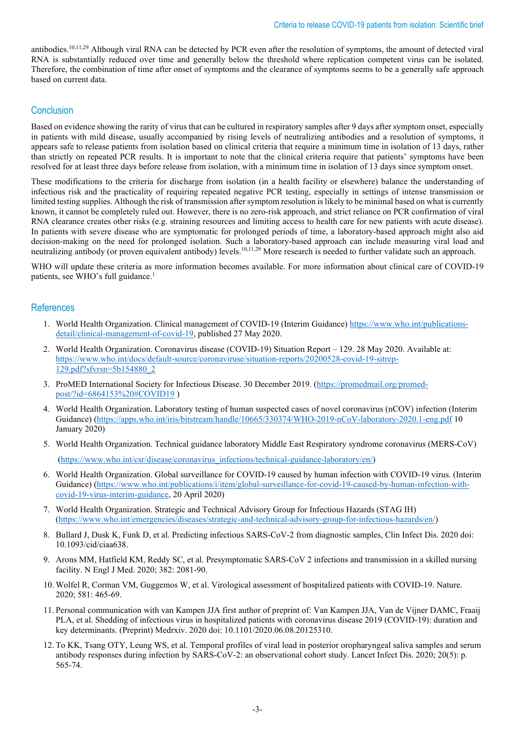antibodies.[10,11,29] Although viral RNA can be detected by PCR even after the resolution of symptoms, the amount of detected viral RNA is substantially reduced over time and generally below the threshold where replication competent virus can be isolated. Therefore, the combination of time after onset of symptoms and the clearance of symptoms seems to be a generally safe approach based on current data.

## Conclusion

Based on evidence showing the rarity of virus that can be cultured in respiratory samples after 9 days after symptom onset, especially in patients with mild disease, usually accompanied by rising levels of neutralizing antibodies and a resolution of symptoms, it appears safe to release patients from isolation based on clinical criteria that require a minimum time in isolation of 13 days, rather than strictly on repeated PCR results. It is important to note that the clinical criteria require that patients' symptoms have been resolved for at least three days before release from isolation, with a minimum time in isolation of 13 days since symptom onset.

These modifications to the criteria for discharge from isolation (in a health facility or elsewhere) balance the understanding of infectious risk and the practicality of requiring repeated negative PCR testing, especially in settings of intense transmission or limited testing supplies. Although the risk of transmission after symptom resolution is likely to be minimal based on what is currently known, it cannot be completely ruled out. However, there is no zero-risk approach, and strict reliance on PCR confirmation of viral RNA clearance creates other risks (e.g. straining resources and limiting access to health care for new patients with acute disease). In patients with severe disease who are symptomatic for prolonged periods of time, a laboratory-based approach might also aid decision-making on the need for prolonged isolation. Such a laboratory-based approach can include measuring viral load and neutralizing antibody (or proven equivalent antibody) levels.[10,11,29] More research is needed to further validate such an approach.

WHO will update these criteria as more information becomes available. For more information about clinical care of COVID-19 patients, see WHO's full guidance.[1]

## References

1. World Health Organization. Clinical management of COVID-19 (Interim Guidance) https://www.who.int/publications-detail/clinical-management-of-covid-19, published 27 May 2020.
2. World Health Organization. Coronavirus disease (COVID-19) Situation Report – 129. 28 May 2020. Available at: https://www.who.int/docs/default-source/coronaviruse/situation-reports/20200528-covid-19-sitrep-129.pdf?sfvrsn=5b154880_2
3. ProMED International Society for Infectious Disease. 30 December 2019. (https://promedmail.org/promed-post/?id=6864153%20#COVID19 )
4. World Health Organization. Laboratory testing of human suspected cases of novel coronavirus (nCOV) infection (Interim Guidance) (https://apps.who.int/iris/bitstream/handle/10665/330374/WHO-2019-nCoV-laboratory-2020.1-eng.pdf 10 January 2020)
5. World Health Organization. Technical guidance laboratory Middle East Respiratory syndrome coronavirus (MERS-CoV) (https://www.who.int/csr/disease/coronavirus_infections/technical-guidance-laboratory/en/)
6. World Health Organization. Global surveillance for COVID-19 caused by human infection with COVID-19 virus. (Interim Guidance) (https://www.who.int/publications/i/item/global-surveillance-for-covid-19-caused-by-human-infection-with-covid-19-virus-interim-guidance, 20 April 2020)
7. World Health Organization. Strategic and Technical Advisory Group for Infectious Hazards (STAG IH) (https://www.who.int/emergencies/diseases/strategic-and-technical-advisory-group-for-infectious-hazards/en/)
8. Bullard J, Dusk K, Funk D, et al. Predicting infectious SARS-CoV-2 from diagnostic samples, Clin Infect Dis. 2020 doi: 10.1093/cid/ciaa638.
9. Arons MM, Hatfield KM, Reddy SC, et al. Presymptomatic SARS-CoV 2 infections and transmission in a skilled nursing facility. N Engl J Med. 2020; 382: 2081-90.
10. Wolfel R, Corman VM, Guggemos W, et al. Virological assessment of hospitalized patients with COVID-19. Nature. 2020; 581: 465-69.
11. Personal communication with van Kampen JJA first author of preprint of: Van Kampen JJA, Van de Vijner DAMC, Fraaij PLA, et al. Shedding of infectious virus in hospitalized patients with coronavirus disease 2019 (COVID-19): duration and key determinants. (Preprint) Medrxiv. 2020 doi: 10.1101/2020.06.08.20125310.
12. To KK, Tsang OTY, Leung WS, et al. Temporal profiles of viral load in posterior oropharyngeal saliva samples and serum antibody responses during infection by SARS-CoV-2: an observational cohort study. Lancet Infect Dis. 2020; 20(5): p. 565-74.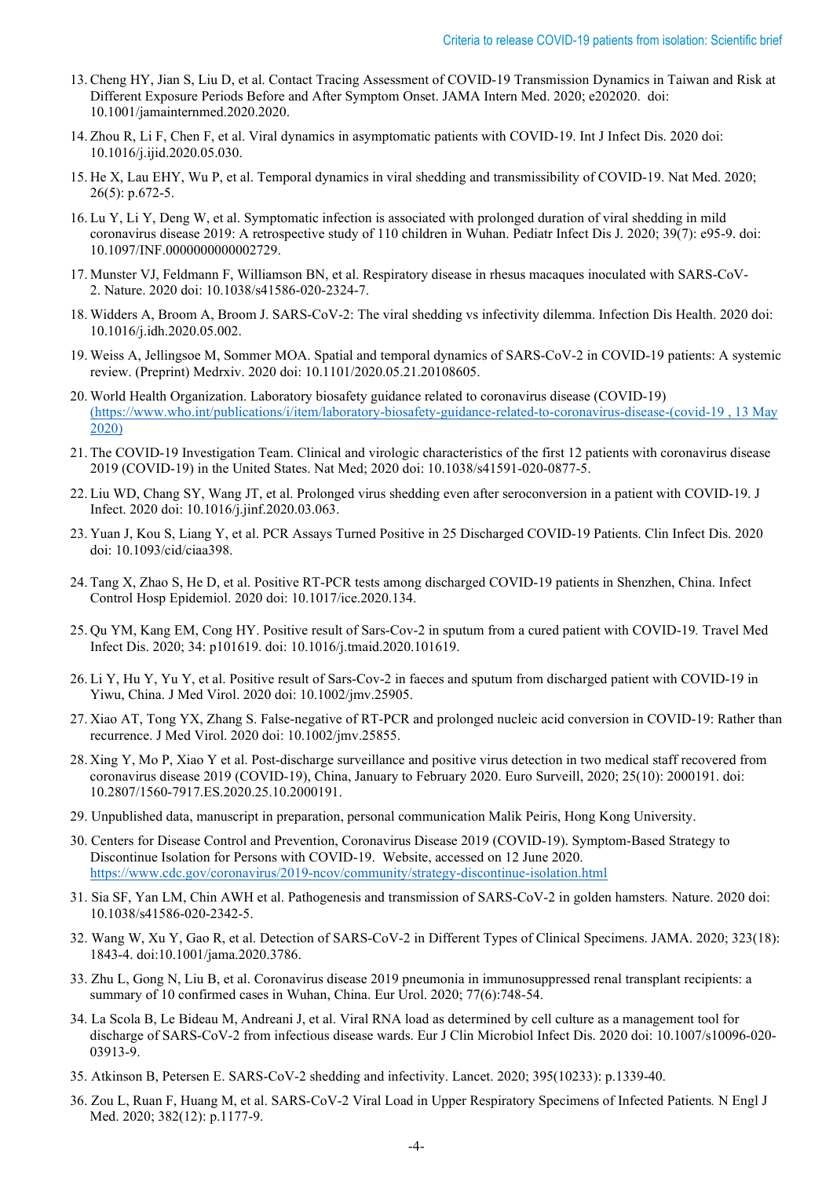13. Cheng HY, Jian S, Liu D, et al. Contact Tracing Assessment of COVID-19 Transmission Dynamics in Taiwan and Risk at Different Exposure Periods Before and After Symptom Onset. JAMA Intern Med. 2020; e202020. doi: 10.1001/jamainternmed.2020.2020.

14. Zhou R, Li F, Chen F, et al. Viral dynamics in asymptomatic patients with COVID-19. Int J Infect Dis. 2020 doi: 10.1016/j.ijid.2020.05.030.

15. He X, Lau EHY, Wu P, et al. Temporal dynamics in viral shedding and transmissibility of COVID-19. Nat Med. 2020; 26(5): p.672-5.

16. Lu Y, Li Y, Deng W, et al. Symptomatic infection is associated with prolonged duration of viral shedding in mild coronavirus disease 2019: A retrospective study of 110 children in Wuhan. Pediatr Infect Dis J. 2020; 39(7): e95-9. doi: 10.1097/INF.0000000000002729.

17. Munster VJ, Feldmann F, Williamson BN, et al. Respiratory disease in rhesus macaques inoculated with SARS-CoV-2. Nature. 2020 doi: 10.1038/s41586-020-2324-7.

18. Widders A, Broom A, Broom J. SARS-CoV-2: The viral shedding vs infectivity dilemma. Infection Dis Health. 2020 doi: 10.1016/j.idh.2020.05.002.

19. Weiss A, Jellingsoe M, Sommer MOA. Spatial and temporal dynamics of SARS-CoV-2 in COVID-19 patients: A systemic review. (Preprint) Medrxiv. 2020 doi: 10.1101/2020.05.21.20108605.

20. World Health Organization. Laboratory biosafety guidance related to coronavirus disease (COVID-19) [(https://www.who.int/publications/i/item/laboratory-biosafety-guidance-related-to-coronavirus-disease-(covid-19 , 13 May 2020)](https://www.who.int/publications/i/item/laboratory-biosafety-guidance-related-to-coronavirus-disease-(covid-19)

21. The COVID-19 Investigation Team. Clinical and virologic characteristics of the first 12 patients with coronavirus disease 2019 (COVID-19) in the United States. Nat Med; 2020 doi: 10.1038/s41591-020-0877-5.

22. Liu WD, Chang SY, Wang JT, et al. Prolonged virus shedding even after seroconversion in a patient with COVID-19. J Infect. 2020 doi: 10.1016/j.jinf.2020.03.063.

23. Yuan J, Kou S, Liang Y, et al. PCR Assays Turned Positive in 25 Discharged COVID-19 Patients. Clin Infect Dis. 2020 doi: 10.1093/cid/ciaa398.

24. Tang X, Zhao S, He D, et al. Positive RT-PCR tests among discharged COVID-19 patients in Shenzhen, China. Infect Control Hosp Epidemiol. 2020 doi: 10.1017/ice.2020.134.

25. Qu YM, Kang EM, Cong HY. Positive result of Sars-Cov-2 in sputum from a cured patient with COVID-19. Travel Med Infect Dis. 2020; 34: p101619. doi: 10.1016/j.tmaid.2020.101619.

26. Li Y, Hu Y, Yu Y, et al. Positive result of Sars-Cov-2 in faeces and sputum from discharged patient with COVID-19 in Yiwu, China. J Med Virol. 2020 doi: 10.1002/jmv.25905.

27. Xiao AT, Tong YX, Zhang S. False-negative of RT-PCR and prolonged nucleic acid conversion in COVID-19: Rather than recurrence. J Med Virol. 2020 doi: 10.1002/jmv.25855.

28. Xing Y, Mo P, Xiao Y et al. Post-discharge surveillance and positive virus detection in two medical staff recovered from coronavirus disease 2019 (COVID-19), China, January to February 2020. Euro Surveill, 2020; 25(10): 2000191. doi: 10.2807/1560-7917.ES.2020.25.10.2000191.

29. Unpublished data, manuscript in preparation, personal communication Malik Peiris, Hong Kong University.

30. Centers for Disease Control and Prevention, Coronavirus Disease 2019 (COVID-19). Symptom-Based Strategy to Discontinue Isolation for Persons with COVID-19. Website, accessed on 12 June 2020. https://www.cdc.gov/coronavirus/2019-ncov/community/strategy-discontinue-isolation.html

31. Sia SF, Yan LM, Chin AWH et al. Pathogenesis and transmission of SARS-CoV-2 in golden hamsters. Nature. 2020 doi: 10.1038/s41586-020-2342-5.

32. Wang W, Xu Y, Gao R, et al. Detection of SARS-CoV-2 in Different Types of Clinical Specimens. JAMA. 2020; 323(18): 1843-4. doi:10.1001/jama.2020.3786.

33. Zhu L, Gong N, Liu B, et al. Coronavirus disease 2019 pneumonia in immunosuppressed renal transplant recipients: a summary of 10 confirmed cases in Wuhan, China. Eur Urol. 2020; 77(6):748-54.

34. La Scola B, Le Bideau M, Andreani J, et al. Viral RNA load as determined by cell culture as a management tool for discharge of SARS-CoV-2 from infectious disease wards. Eur J Clin Microbiol Infect Dis. 2020 doi: 10.1007/s10096-020-03913-9.

35. Atkinson B, Petersen E. SARS-CoV-2 shedding and infectivity. Lancet. 2020; 395(10233): p.1339-40.

36. Zou L, Ruan F, Huang M, et al. SARS-CoV-2 Viral Load in Upper Respiratory Specimens of Infected Patients. N Engl J Med. 2020; 382(12): p.1177-9.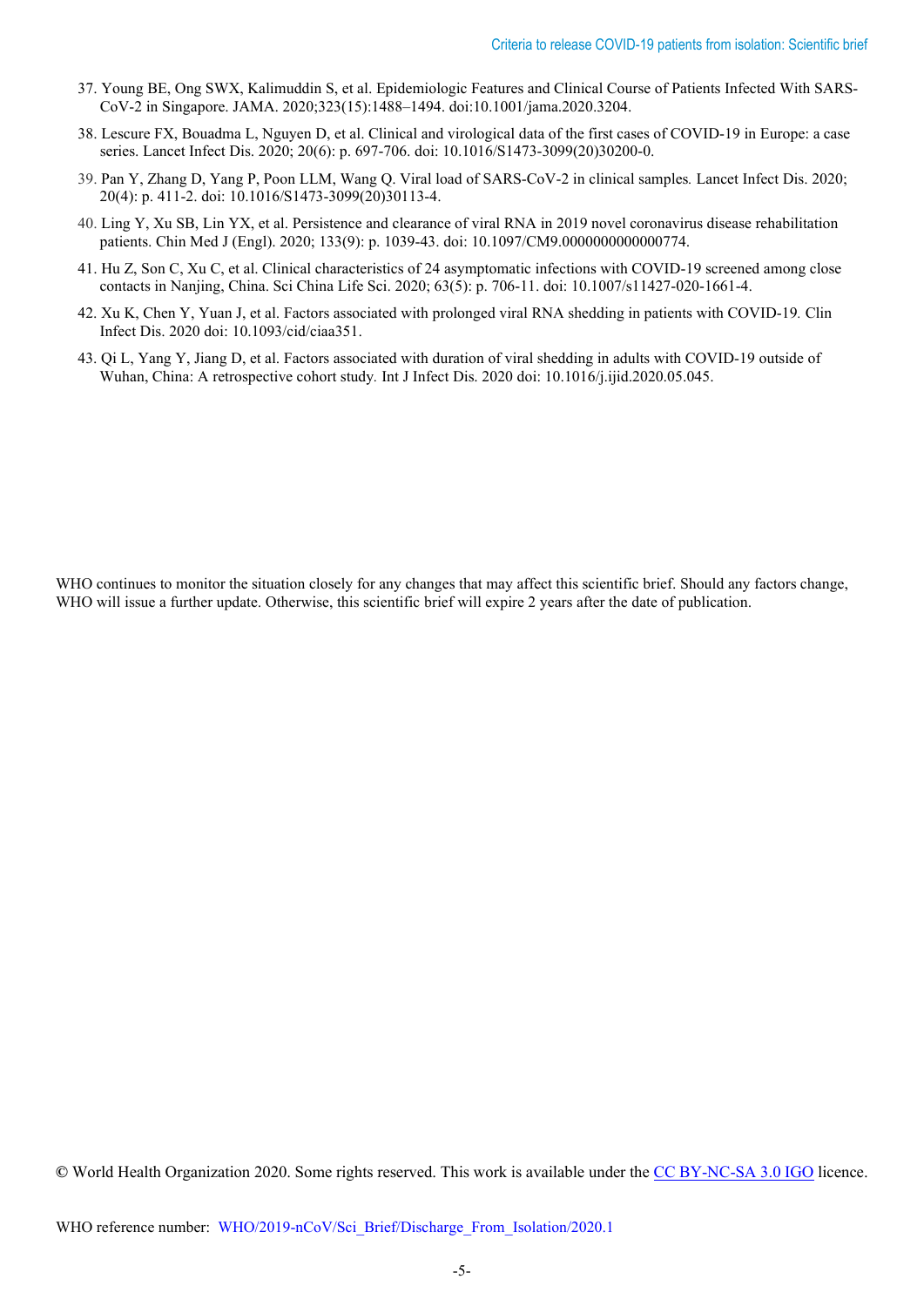37. Young BE, Ong SWX, Kalimuddin S, et al. Epidemiologic Features and Clinical Course of Patients Infected With SARS-CoV-2 in Singapore. JAMA. 2020;323(15):1488–1494. doi:10.1001/jama.2020.3204.

38. Lescure FX, Bouadma L, Nguyen D, et al. Clinical and virological data of the first cases of COVID-19 in Europe: a case series. Lancet Infect Dis. 2020; 20(6): p. 697-706. doi: 10.1016/S1473-3099(20)30200-0.

39. Pan Y, Zhang D, Yang P, Poon LLM, Wang Q. Viral load of SARS-CoV-2 in clinical samples. Lancet Infect Dis. 2020; 20(4): p. 411-2. doi: 10.1016/S1473-3099(20)30113-4.

40. Ling Y, Xu SB, Lin YX, et al. Persistence and clearance of viral RNA in 2019 novel coronavirus disease rehabilitation patients. Chin Med J (Engl). 2020; 133(9): p. 1039-43. doi: 10.1097/CM9.0000000000000774.

41. Hu Z, Son C, Xu C, et al. Clinical characteristics of 24 asymptomatic infections with COVID-19 screened among close contacts in Nanjing, China. Sci China Life Sci. 2020; 63(5): p. 706-11. doi: 10.1007/s11427-020-1661-4.

42. Xu K, Chen Y, Yuan J, et al. Factors associated with prolonged viral RNA shedding in patients with COVID-19. Clin Infect Dis. 2020 doi: 10.1093/cid/ciaa351.

43. Qi L, Yang Y, Jiang D, et al. Factors associated with duration of viral shedding in adults with COVID-19 outside of Wuhan, China: A retrospective cohort study. Int J Infect Dis. 2020 doi: 10.1016/j.ijid.2020.05.045.

WHO continues to monitor the situation closely for any changes that may affect this scientific brief. Should any factors change, WHO will issue a further update. Otherwise, this scientific brief will expire 2 years after the date of publication.

© World Health Organization 2020. Some rights reserved. This work is available under the CC BY-NC-SA 3.0 IGO licence.

WHO reference number: WHO/2019-nCoV/Sci_Brief/Discharge_From_Isolation/2020.1